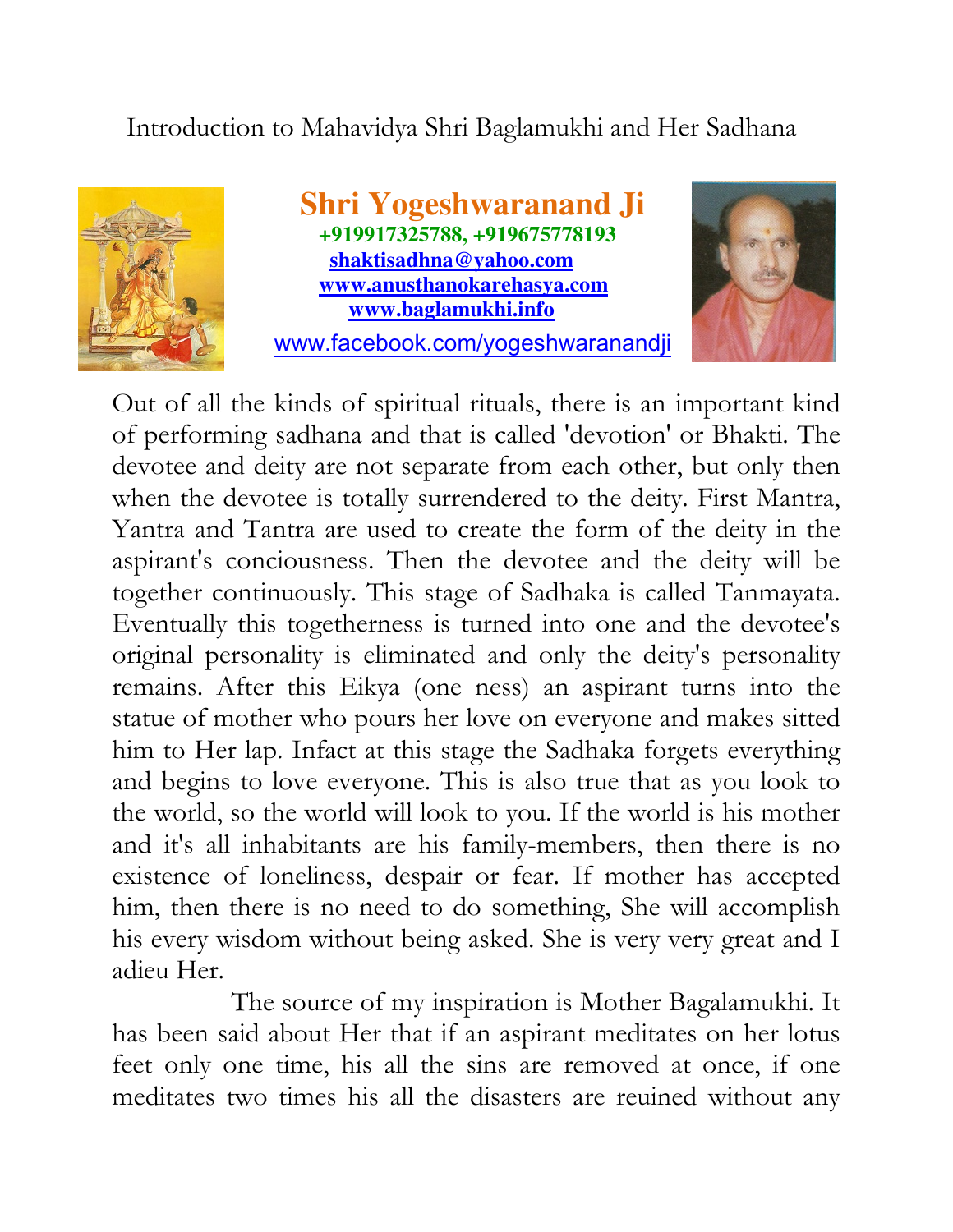# Introduction to Mahavidya Shri Baglamukhi and Her Sadhana

**Shri Yogeshwaranand Ji**
**+919917325788, +919675778193**
**shaktisadhna@yahoo.com**
**www.anusthanokarehasya.com**
**www.baglamukhi.info**
www.facebook.com/yogeshwaranandji

Out of all the kinds of spiritual rituals, there is an important kind of performing sadhana and that is called 'devotion' or Bhakti. The devotee and deity are not separate from each other, but only then when the devotee is totally surrendered to the deity. First Mantra, Yantra and Tantra are used to create the form of the deity in the aspirant's conciousness. Then the devotee and the deity will be together continuously. This stage of Sadhaka is called Tanmayata. Eventually this togetherness is turned into one and the devotee's original personality is eliminated and only the deity's personality remains. After this Eikya (one ness) an aspirant turns into the statue of mother who pours her love on everyone and makes sitted him to Her lap. Infact at this stage the Sadhaka forgets everything and begins to love everyone. This is also true that as you look to the world, so the world will look to you. If the world is his mother and it's all inhabitants are his family-members, then there is no existence of loneliness, despair or fear. If mother has accepted him, then there is no need to do something, She will accomplish his every wisdom without being asked. She is very very great and I adieu Her.

The source of my inspiration is Mother Bagalamukhi. It has been said about Her that if an aspirant meditates on her lotus feet only one time, his all the sins are removed at once, if one meditates two times his all the disasters are reuined without any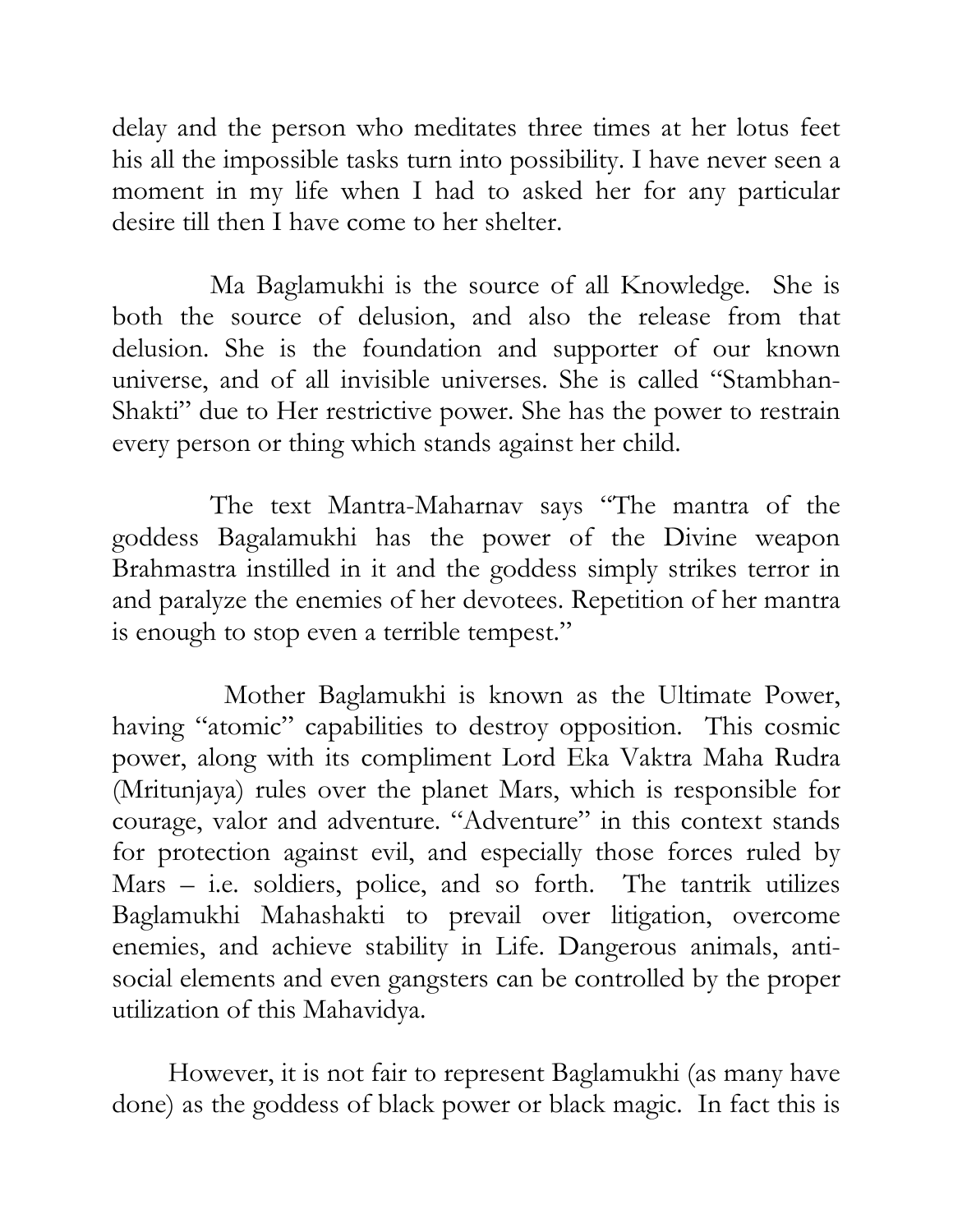delay and the person who meditates three times at her lotus feet his all the impossible tasks turn into possibility. I have never seen a moment in my life when I had to asked her for any particular desire till then I have come to her shelter.

Ma Baglamukhi is the source of all Knowledge. She is both the source of delusion, and also the release from that delusion. She is the foundation and supporter of our known universe, and of all invisible universes. She is called "Stambhan-Shakti" due to Her restrictive power. She has the power to restrain every person or thing which stands against her child.

The text Mantra-Maharnav says "The mantra of the goddess Bagalamukhi has the power of the Divine weapon Brahmastra instilled in it and the goddess simply strikes terror in and paralyze the enemies of her devotees. Repetition of her mantra is enough to stop even a terrible tempest."

Mother Baglamukhi is known as the Ultimate Power, having "atomic" capabilities to destroy opposition. This cosmic power, along with its compliment Lord Eka Vaktra Maha Rudra (Mritunjaya) rules over the planet Mars, which is responsible for courage, valor and adventure. "Adventure" in this context stands for protection against evil, and especially those forces ruled by Mars – i.e. soldiers, police, and so forth. The tantrik utilizes Baglamukhi Mahashakti to prevail over litigation, overcome enemies, and achieve stability in Life. Dangerous animals, anti-social elements and even gangsters can be controlled by the proper utilization of this Mahavidya.

However, it is not fair to represent Baglamukhi (as many have done) as the goddess of black power or black magic. In fact this is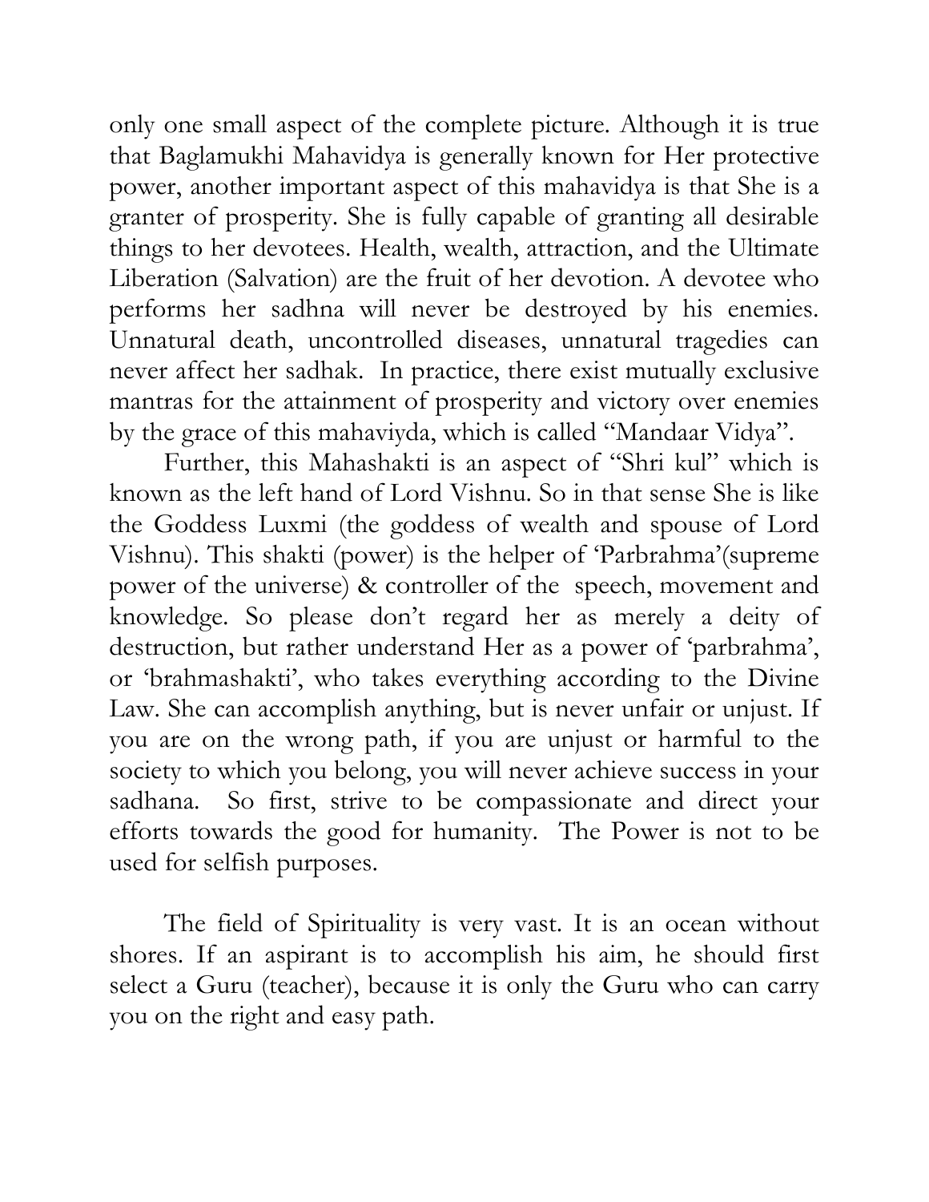only one small aspect of the complete picture. Although it is true that Baglamukhi Mahavidya is generally known for Her protective power, another important aspect of this mahavidya is that She is a granter of prosperity. She is fully capable of granting all desirable things to her devotees. Health, wealth, attraction, and the Ultimate Liberation (Salvation) are the fruit of her devotion. A devotee who performs her sadhna will never be destroyed by his enemies. Unnatural death, uncontrolled diseases, unnatural tragedies can never affect her sadhak. In practice, there exist mutually exclusive mantras for the attainment of prosperity and victory over enemies by the grace of this mahaviyda, which is called "Mandaar Vidya".

Further, this Mahashakti is an aspect of "Shri kul" which is known as the left hand of Lord Vishnu. So in that sense She is like the Goddess Luxmi (the goddess of wealth and spouse of Lord Vishnu). This shakti (power) is the helper of 'Parbrahma'(supreme power of the universe) & controller of the speech, movement and knowledge. So please don't regard her as merely a deity of destruction, but rather understand Her as a power of 'parbrahma', or 'brahmashakti', who takes everything according to the Divine Law. She can accomplish anything, but is never unfair or unjust. If you are on the wrong path, if you are unjust or harmful to the society to which you belong, you will never achieve success in your sadhana. So first, strive to be compassionate and direct your efforts towards the good for humanity. The Power is not to be used for selfish purposes.

The field of Spirituality is very vast. It is an ocean without shores. If an aspirant is to accomplish his aim, he should first select a Guru (teacher), because it is only the Guru who can carry you on the right and easy path.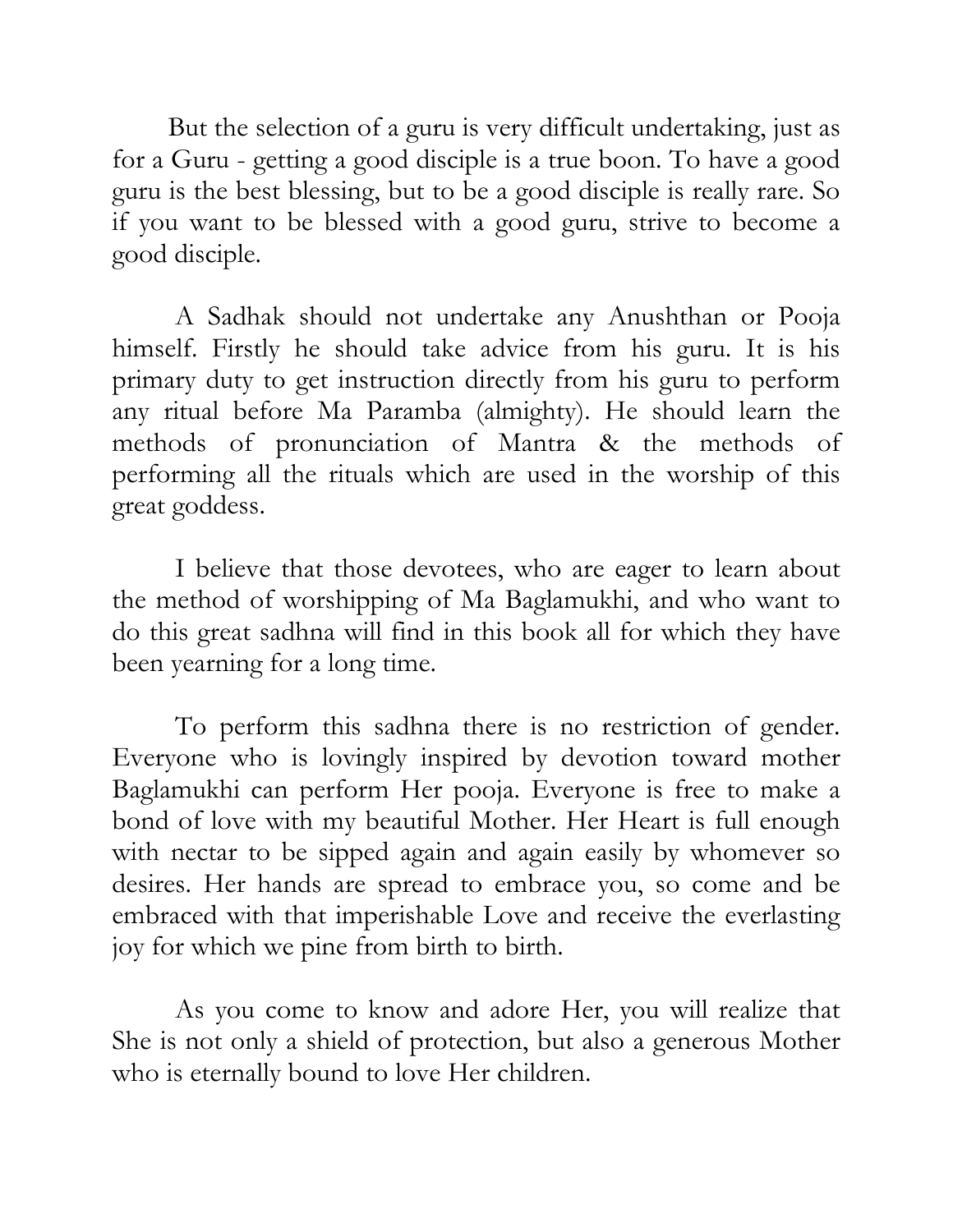But the selection of a guru is very difficult undertaking, just as for a Guru - getting a good disciple is a true boon. To have a good guru is the best blessing, but to be a good disciple is really rare. So if you want to be blessed with a good guru, strive to become a good disciple.

A Sadhak should not undertake any Anushthan or Pooja himself. Firstly he should take advice from his guru. It is his primary duty to get instruction directly from his guru to perform any ritual before Ma Paramba (almighty). He should learn the methods of pronunciation of Mantra & the methods of performing all the rituals which are used in the worship of this great goddess.

I believe that those devotees, who are eager to learn about the method of worshipping of Ma Baglamukhi, and who want to do this great sadhna will find in this book all for which they have been yearning for a long time.

To perform this sadhna there is no restriction of gender. Everyone who is lovingly inspired by devotion toward mother Baglamukhi can perform Her pooja. Everyone is free to make a bond of love with my beautiful Mother. Her Heart is full enough with nectar to be sipped again and again easily by whomever so desires. Her hands are spread to embrace you, so come and be embraced with that imperishable Love and receive the everlasting joy for which we pine from birth to birth.

As you come to know and adore Her, you will realize that She is not only a shield of protection, but also a generous Mother who is eternally bound to love Her children.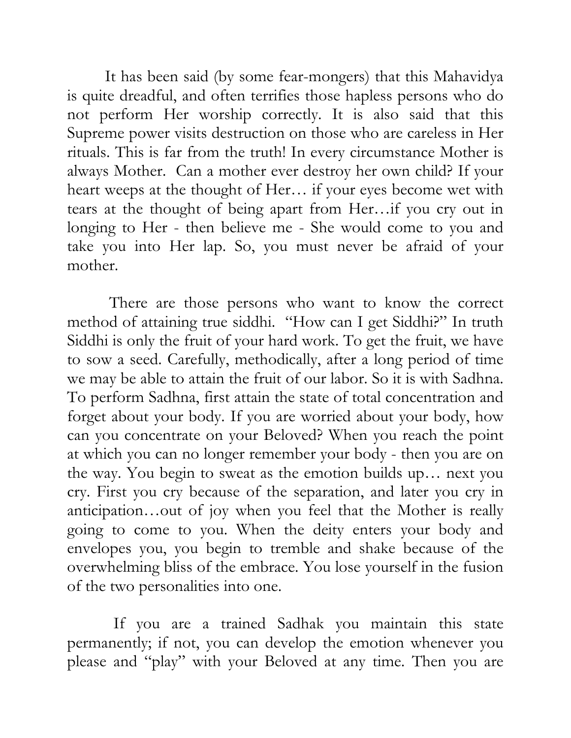It has been said (by some fear-mongers) that this Mahavidya is quite dreadful, and often terrifies those hapless persons who do not perform Her worship correctly. It is also said that this Supreme power visits destruction on those who are careless in Her rituals. This is far from the truth! In every circumstance Mother is always Mother. Can a mother ever destroy her own child? If your heart weeps at the thought of Her… if your eyes become wet with tears at the thought of being apart from Her…if you cry out in longing to Her - then believe me - She would come to you and take you into Her lap. So, you must never be afraid of your mother.

There are those persons who want to know the correct method of attaining true siddhi. "How can I get Siddhi?" In truth Siddhi is only the fruit of your hard work. To get the fruit, we have to sow a seed. Carefully, methodically, after a long period of time we may be able to attain the fruit of our labor. So it is with Sadhna. To perform Sadhna, first attain the state of total concentration and forget about your body. If you are worried about your body, how can you concentrate on your Beloved? When you reach the point at which you can no longer remember your body - then you are on the way. You begin to sweat as the emotion builds up… next you cry. First you cry because of the separation, and later you cry in anticipation…out of joy when you feel that the Mother is really going to come to you. When the deity enters your body and envelopes you, you begin to tremble and shake because of the overwhelming bliss of the embrace. You lose yourself in the fusion of the two personalities into one.

If you are a trained Sadhak you maintain this state permanently; if not, you can develop the emotion whenever you please and "play" with your Beloved at any time. Then you are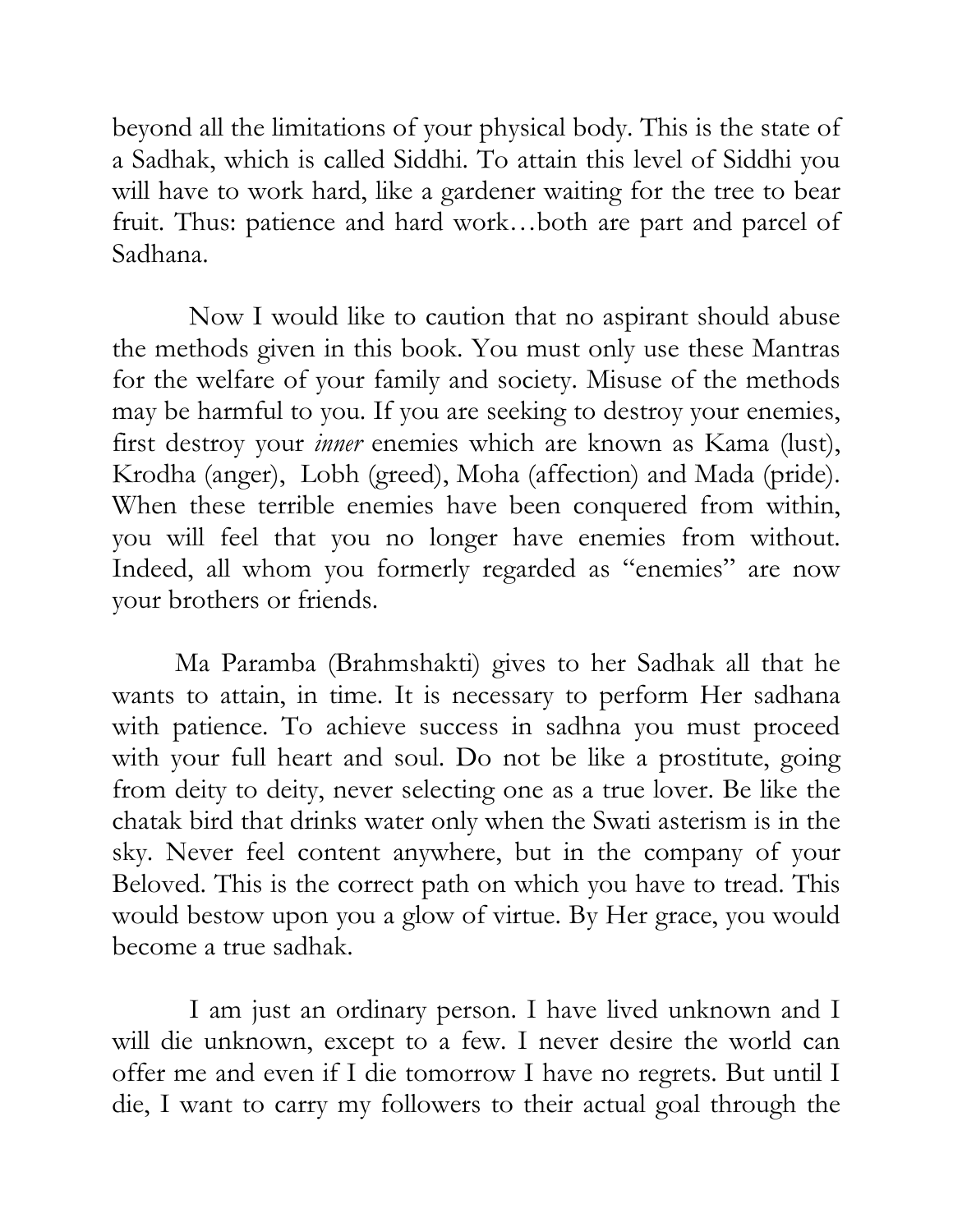beyond all the limitations of your physical body. This is the state of a Sadhak, which is called Siddhi. To attain this level of Siddhi you will have to work hard, like a gardener waiting for the tree to bear fruit. Thus: patience and hard work…both are part and parcel of Sadhana.

Now I would like to caution that no aspirant should abuse the methods given in this book. You must only use these Mantras for the welfare of your family and society. Misuse of the methods may be harmful to you. If you are seeking to destroy your enemies, first destroy your *inner* enemies which are known as Kama (lust), Krodha (anger), Lobh (greed), Moha (affection) and Mada (pride). When these terrible enemies have been conquered from within, you will feel that you no longer have enemies from without. Indeed, all whom you formerly regarded as "enemies" are now your brothers or friends.

Ma Paramba (Brahmshakti) gives to her Sadhak all that he wants to attain, in time. It is necessary to perform Her sadhana with patience. To achieve success in sadhna you must proceed with your full heart and soul. Do not be like a prostitute, going from deity to deity, never selecting one as a true lover. Be like the chatak bird that drinks water only when the Swati asterism is in the sky. Never feel content anywhere, but in the company of your Beloved. This is the correct path on which you have to tread. This would bestow upon you a glow of virtue. By Her grace, you would become a true sadhak.

I am just an ordinary person. I have lived unknown and I will die unknown, except to a few. I never desire the world can offer me and even if I die tomorrow I have no regrets. But until I die, I want to carry my followers to their actual goal through the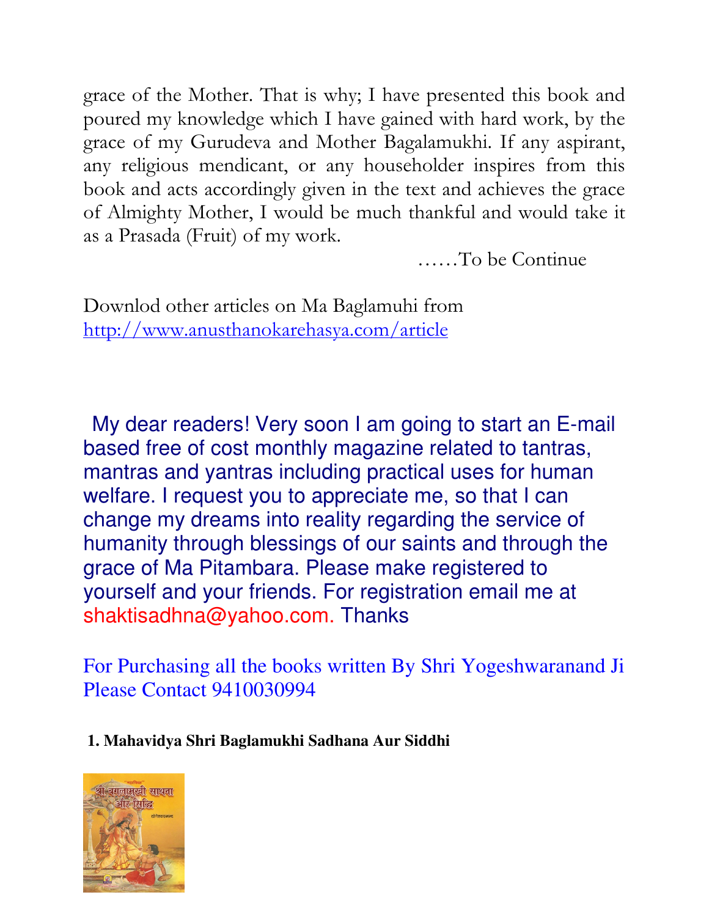grace of the Mother. That is why; I have presented this book and poured my knowledge which I have gained with hard work, by the grace of my Gurudeva and Mother Bagalamukhi. If any aspirant, any religious mendicant, or any householder inspires from this book and acts accordingly given in the text and achieves the grace of Almighty Mother, I would be much thankful and would take it as a Prasada (Fruit) of my work.

……To be Continue

Downlod other articles on Ma Baglamuhi from http://www.anusthanokarehasya.com/article

My dear readers! Very soon I am going to start an E-mail based free of cost monthly magazine related to tantras, mantras and yantras including practical uses for human welfare. I request you to appreciate me, so that I can change my dreams into reality regarding the service of humanity through blessings of our saints and through the grace of Ma Pitambara. Please make registered to yourself and your friends. For registration email me at shaktisadhna@yahoo.com. Thanks

For Purchasing all the books written By Shri Yogeshwaranand Ji Please Contact 9410030994

**1. Mahavidya Shri Baglamukhi Sadhana Aur Siddhi**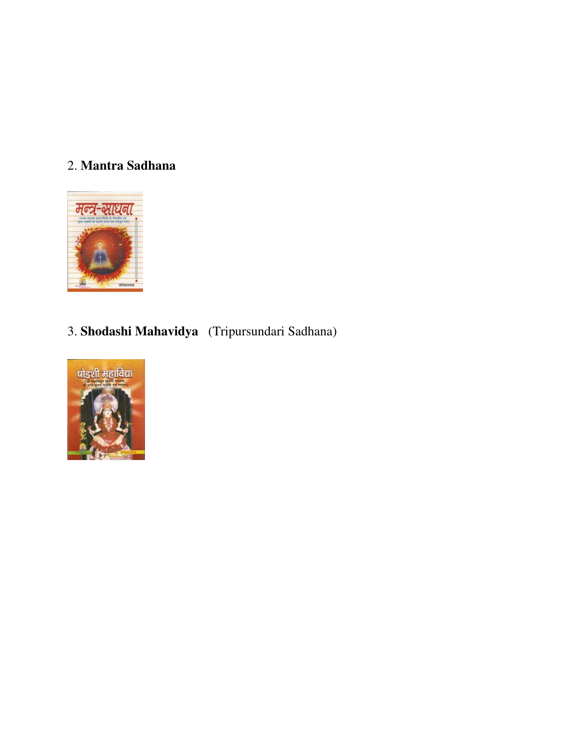2. **Mantra Sadhana**

3. **Shodashi Mahavidya** (Tripursundari Sadhana)